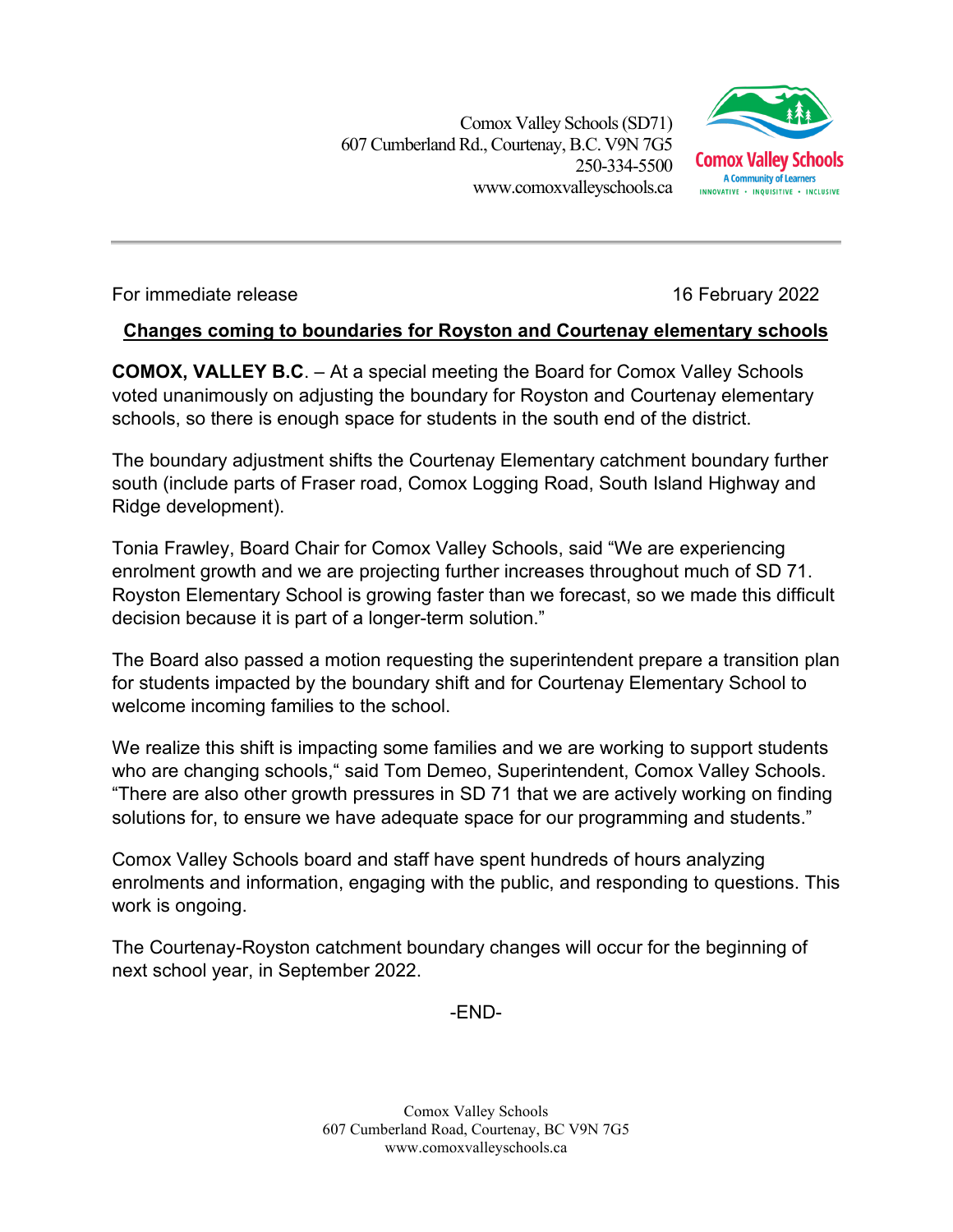Comox Valley Schools (SD71)
607 Cumberland Rd., Courtenay, B.C. V9N 7G5
250-334-5500
www.comoxvalleyschools.ca

Comox Valley Schools
A Community of Learners
INNOVATIVE • INQUISITIVE • INCLUSIVE

For immediate release 16 February 2022

## Changes coming to boundaries for Royston and Courtenay elementary schools

**COMOX, VALLEY B.C**. – At a special meeting the Board for Comox Valley Schools voted unanimously on adjusting the boundary for Royston and Courtenay elementary schools, so there is enough space for students in the south end of the district.

The boundary adjustment shifts the Courtenay Elementary catchment boundary further south (include parts of Fraser road, Comox Logging Road, South Island Highway and Ridge development).

Tonia Frawley, Board Chair for Comox Valley Schools, said "We are experiencing enrolment growth and we are projecting further increases throughout much of SD 71. Royston Elementary School is growing faster than we forecast, so we made this difficult decision because it is part of a longer-term solution."

The Board also passed a motion requesting the superintendent prepare a transition plan for students impacted by the boundary shift and for Courtenay Elementary School to welcome incoming families to the school.

We realize this shift is impacting some families and we are working to support students who are changing schools," said Tom Demeo, Superintendent, Comox Valley Schools. "There are also other growth pressures in SD 71 that we are actively working on finding solutions for, to ensure we have adequate space for our programming and students."

Comox Valley Schools board and staff have spent hundreds of hours analyzing enrolments and information, engaging with the public, and responding to questions. This work is ongoing.

The Courtenay-Royston catchment boundary changes will occur for the beginning of next school year, in September 2022.

-END-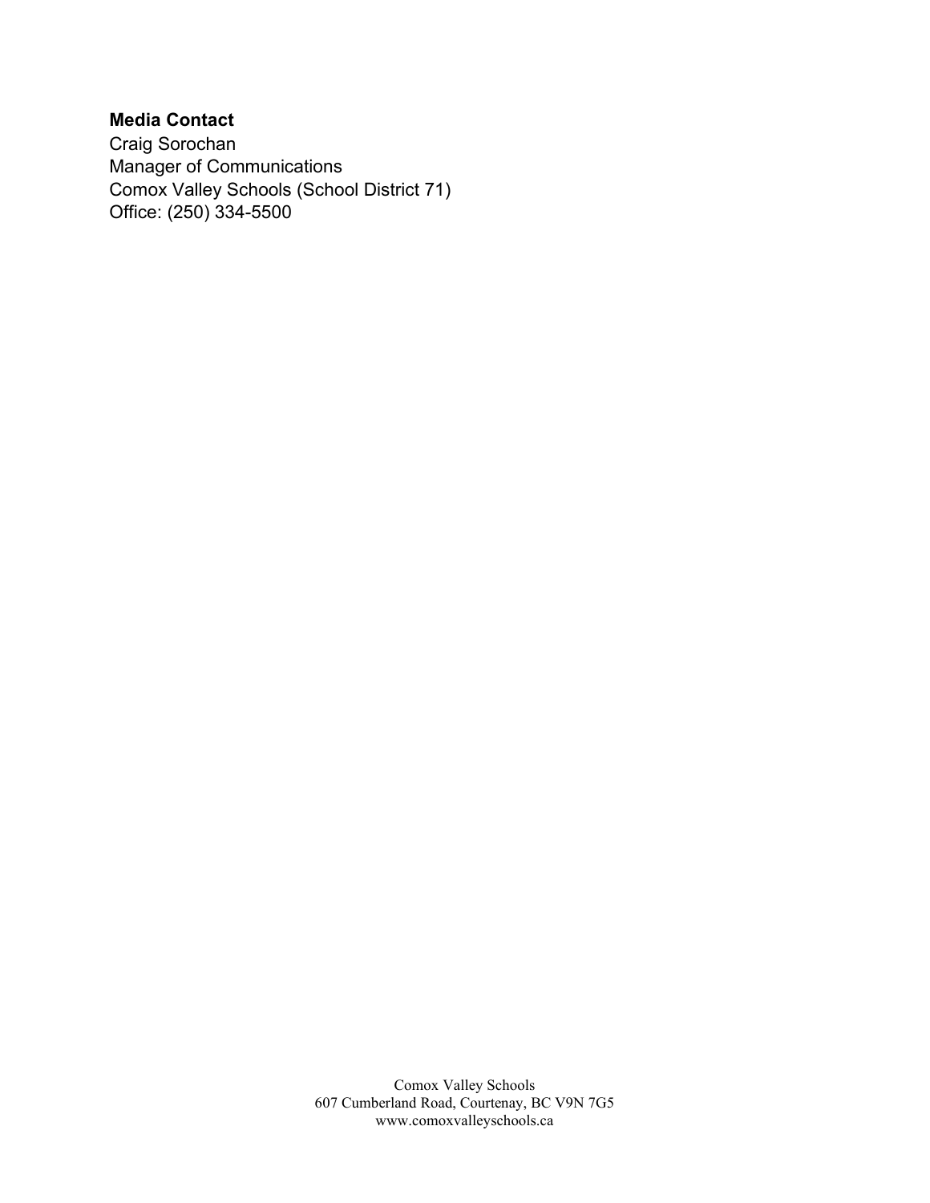**Media Contact**
Craig Sorochan
Manager of Communications
Comox Valley Schools (School District 71)
Office: (250) 334-5500